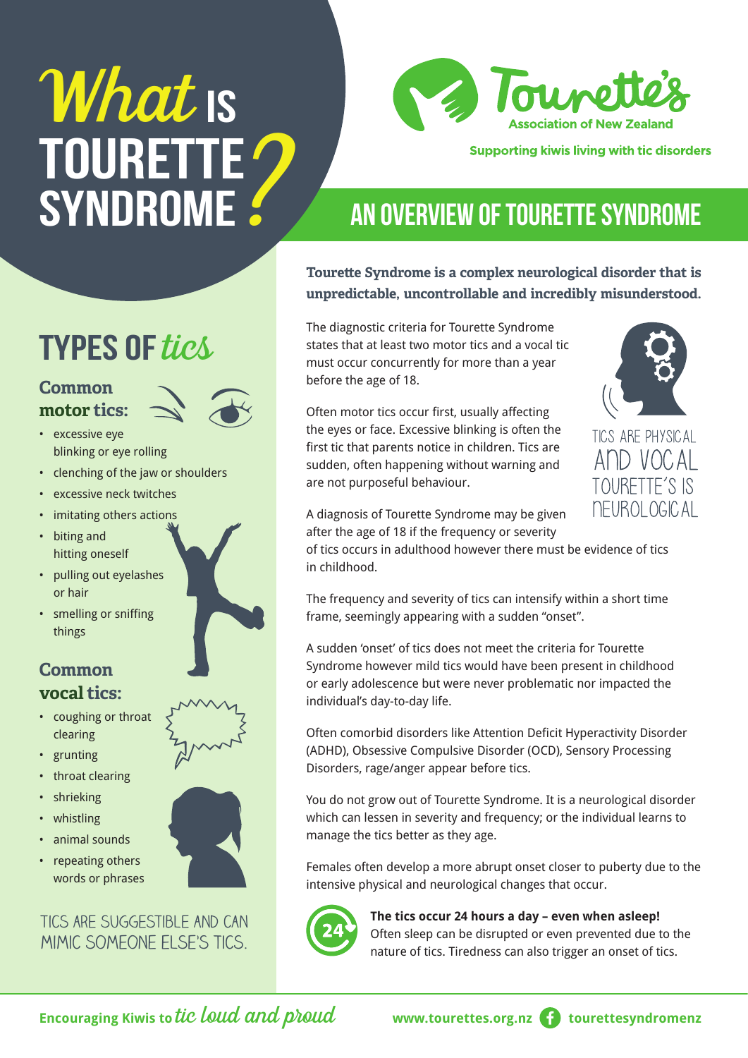# What is TOURETTE SYNDROME?

Tourette's Association of New Zealand

Supporting kiwis living with tic disorders

## AN OVERVIEW OF TOURETTE SYNDROME

**Tourette Syndrome is a complex neurological disorder that is unpredictable, uncontrollable and incredibly misunderstood.**

The diagnostic criteria for Tourette Syndrome states that at least two motor tics and a vocal tic must occur concurrently for more than a year before the age of 18.

Often motor tics occur first, usually affecting the eyes or face. Excessive blinking is often the first tic that parents notice in children. Tics are sudden, often happening without warning and are not purposeful behaviour.

TICS ARE PHYSICAL AND VOCAL TOURETTE'S IS NEUROLOGICAL

A diagnosis of Tourette Syndrome may be given after the age of 18 if the frequency or severity of tics occurs in adulthood however there must be evidence of tics in childhood.

The frequency and severity of tics can intensify within a short time frame, seemingly appearing with a sudden "onset".

A sudden 'onset' of tics does not meet the criteria for Tourette Syndrome however mild tics would have been present in childhood or early adolescence but were never problematic nor impacted the individual's day-to-day life.

Often comorbid disorders like Attention Deficit Hyperactivity Disorder (ADHD), Obsessive Compulsive Disorder (OCD), Sensory Processing Disorders, rage/anger appear before tics.

You do not grow out of Tourette Syndrome. It is a neurological disorder which can lessen in severity and frequency; or the individual learns to manage the tics better as they age.

Females often develop a more abrupt onset closer to puberty due to the intensive physical and neurological changes that occur.

**The tics occur 24 hours a day – even when asleep!** Often sleep can be disrupted or even prevented due to the nature of tics. Tiredness can also trigger an onset of tics.

## TYPES OF *tics*

### Common motor tics:

- excessive eye blinking or eye rolling
- clenching of the jaw or shoulders
- excessive neck twitches
- imitating others actions
- biting and hitting oneself
- pulling out eyelashes or hair
- smelling or sniffing things

### Common vocal tics:

- coughing or throat clearing
- grunting
- throat clearing
- shrieking
- whistling
- animal sounds
- repeating others words or phrases

TICS ARE SUGGESTIBLE AND CAN MIMIC SOMEONE ELSE'S TICS.

Encouraging Kiwis to *tic loud and proud* www.tourettes.org.nz tourettesyndromenz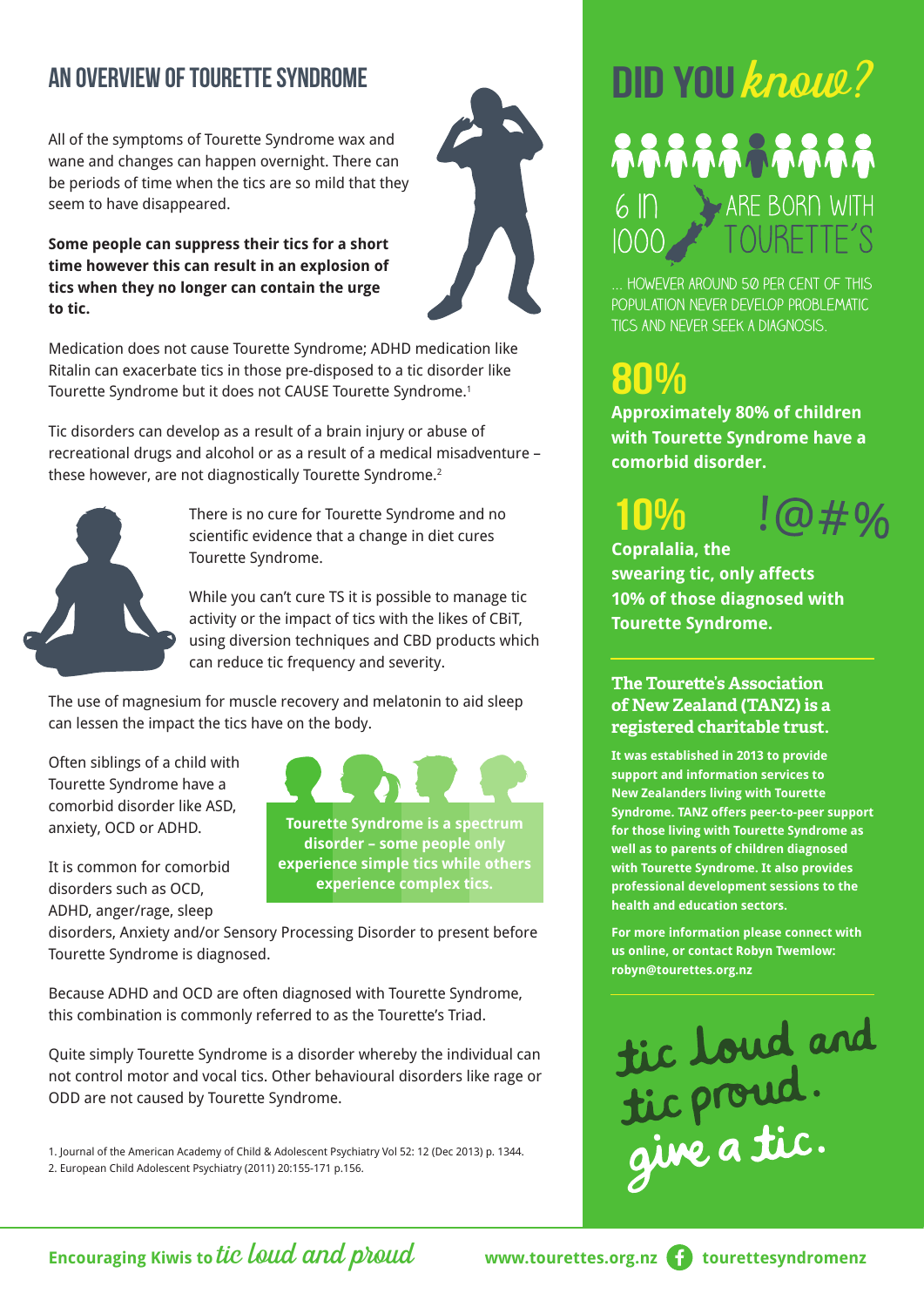## AN OVERVIEW OF TOURETTE SYNDROME

All of the symptoms of Tourette Syndrome wax and wane and changes can happen overnight. There can be periods of time when the tics are so mild that they seem to have disappeared.

**Some people can suppress their tics for a short time however this can result in an explosion of tics when they no longer can contain the urge to tic.**

Medication does not cause Tourette Syndrome; ADHD medication like Ritalin can exacerbate tics in those pre-disposed to a tic disorder like Tourette Syndrome but it does not CAUSE Tourette Syndrome.[1]

Tic disorders can develop as a result of a brain injury or abuse of recreational drugs and alcohol or as a result of a medical misadventure – these however, are not diagnostically Tourette Syndrome.[2]

There is no cure for Tourette Syndrome and no scientific evidence that a change in diet cures Tourette Syndrome.

While you can't cure TS it is possible to manage tic activity or the impact of tics with the likes of CBiT, using diversion techniques and CBD products which can reduce tic frequency and severity.

The use of magnesium for muscle recovery and melatonin to aid sleep can lessen the impact the tics have on the body.

Often siblings of a child with Tourette Syndrome have a comorbid disorder like ASD, anxiety, OCD or ADHD.

**Tourette Syndrome is a spectrum disorder – some people only experience simple tics while others experience complex tics.**

It is common for comorbid disorders such as OCD, ADHD, anger/rage, sleep disorders, Anxiety and/or Sensory Processing Disorder to present before Tourette Syndrome is diagnosed.

Because ADHD and OCD are often diagnosed with Tourette Syndrome, this combination is commonly referred to as the Tourette's Triad.

Quite simply Tourette Syndrome is a disorder whereby the individual can not control motor and vocal tics. Other behavioural disorders like rage or ODD are not caused by Tourette Syndrome.

1. Journal of the American Academy of Child & Adolescent Psychiatry Vol 52: 12 (Dec 2013) p. 1344.
2. European Child Adolescent Psychiatry (2011) 20:155-171 p.156.

## DID YOU *know?*

6 IN 1000 ARE BORN WITH TOURETTE'S

... HOWEVER AROUND 50 PER CENT OF THIS POPULATION NEVER DEVELOP PROBLEMATIC TICS AND NEVER SEEK A DIAGNOSIS.

### 80%

**Approximately 80% of children with Tourette Syndrome have a comorbid disorder.**

### 10% !@#%

**Copralalia, the swearing tic, only affects 10% of those diagnosed with Tourette Syndrome.**

### The Tourette's Association of New Zealand (TANZ) is a registered charitable trust.

**It was established in 2013 to provide support and information services to New Zealanders living with Tourette Syndrome. TANZ offers peer-to-peer support for those living with Tourette Syndrome as well as to parents of children diagnosed with Tourette Syndrome. It also provides professional development sessions to the health and education sectors.**

**For more information please connect with us online, or contact Robyn Twemlow: robyn@tourettes.org.nz**

*tic loud and tic proud. give a tic.*

**Encouraging Kiwis to** *tic loud and proud* **www.tourettes.org.nz** **tourettesyndromenz**